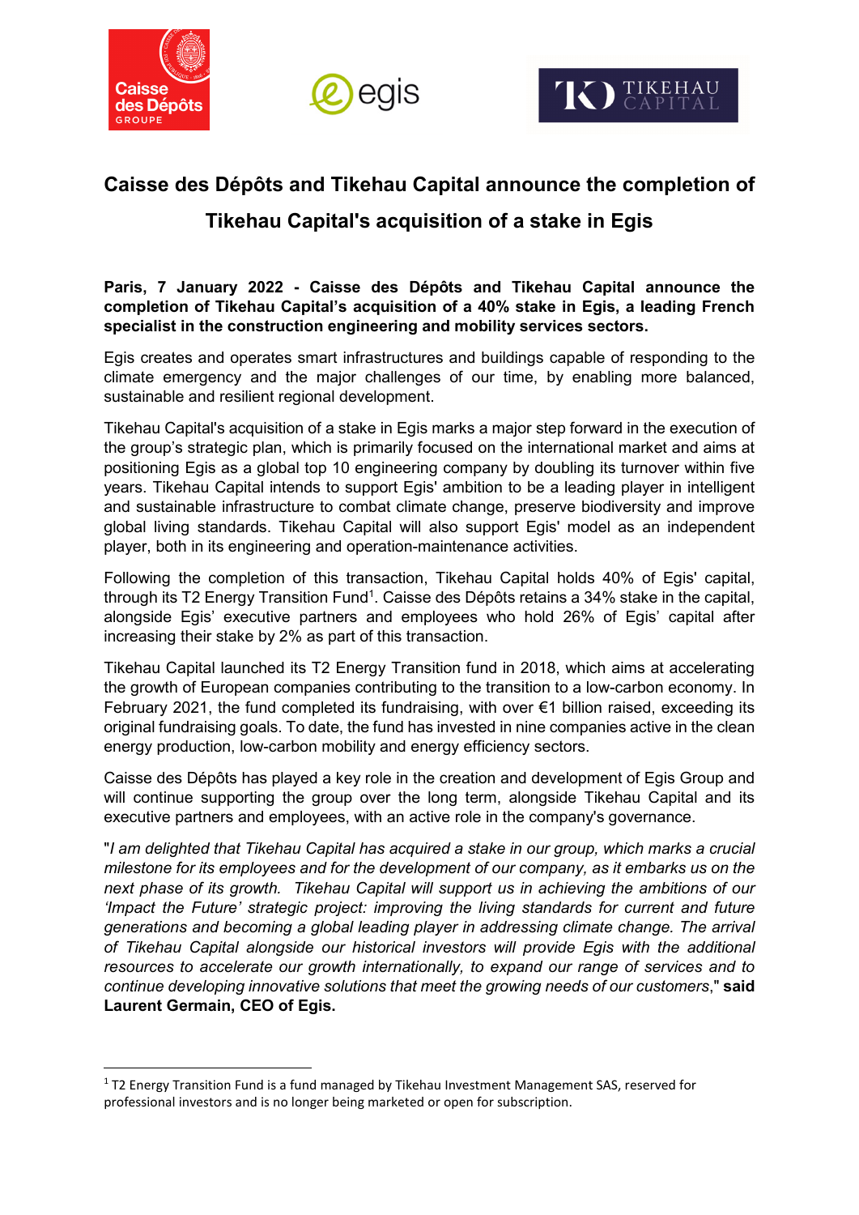# Caisse des Dépôts and Tikehau Capital announce the completion of Tikehau Capital's acquisition of a stake in Egis

**Paris, 7 January 2022 - Caisse des Dépôts and Tikehau Capital announce the completion of Tikehau Capital's acquisition of a 40% stake in Egis, a leading French specialist in the construction engineering and mobility services sectors.**

Egis creates and operates smart infrastructures and buildings capable of responding to the climate emergency and the major challenges of our time, by enabling more balanced, sustainable and resilient regional development.

Tikehau Capital's acquisition of a stake in Egis marks a major step forward in the execution of the group's strategic plan, which is primarily focused on the international market and aims at positioning Egis as a global top 10 engineering company by doubling its turnover within five years. Tikehau Capital intends to support Egis' ambition to be a leading player in intelligent and sustainable infrastructure to combat climate change, preserve biodiversity and improve global living standards. Tikehau Capital will also support Egis' model as an independent player, both in its engineering and operation-maintenance activities.

Following the completion of this transaction, Tikehau Capital holds 40% of Egis' capital, through its T2 Energy Transition Fund[1]. Caisse des Dépôts retains a 34% stake in the capital, alongside Egis' executive partners and employees who hold 26% of Egis' capital after increasing their stake by 2% as part of this transaction.

Tikehau Capital launched its T2 Energy Transition fund in 2018, which aims at accelerating the growth of European companies contributing to the transition to a low-carbon economy. In February 2021, the fund completed its fundraising, with over €1 billion raised, exceeding its original fundraising goals. To date, the fund has invested in nine companies active in the clean energy production, low-carbon mobility and energy efficiency sectors.

Caisse des Dépôts has played a key role in the creation and development of Egis Group and will continue supporting the group over the long term, alongside Tikehau Capital and its executive partners and employees, with an active role in the company's governance.

"*I am delighted that Tikehau Capital has acquired a stake in our group, which marks a crucial milestone for its employees and for the development of our company, as it embarks us on the next phase of its growth. Tikehau Capital will support us in achieving the ambitions of our 'Impact the Future' strategic project: improving the living standards for current and future generations and becoming a global leading player in addressing climate change. The arrival of Tikehau Capital alongside our historical investors will provide Egis with the additional resources to accelerate our growth internationally, to expand our range of services and to continue developing innovative solutions that meet the growing needs of our customers*," **said Laurent Germain, CEO of Egis.**

---

[1] T2 Energy Transition Fund is a fund managed by Tikehau Investment Management SAS, reserved for professional investors and is no longer being marketed or open for subscription.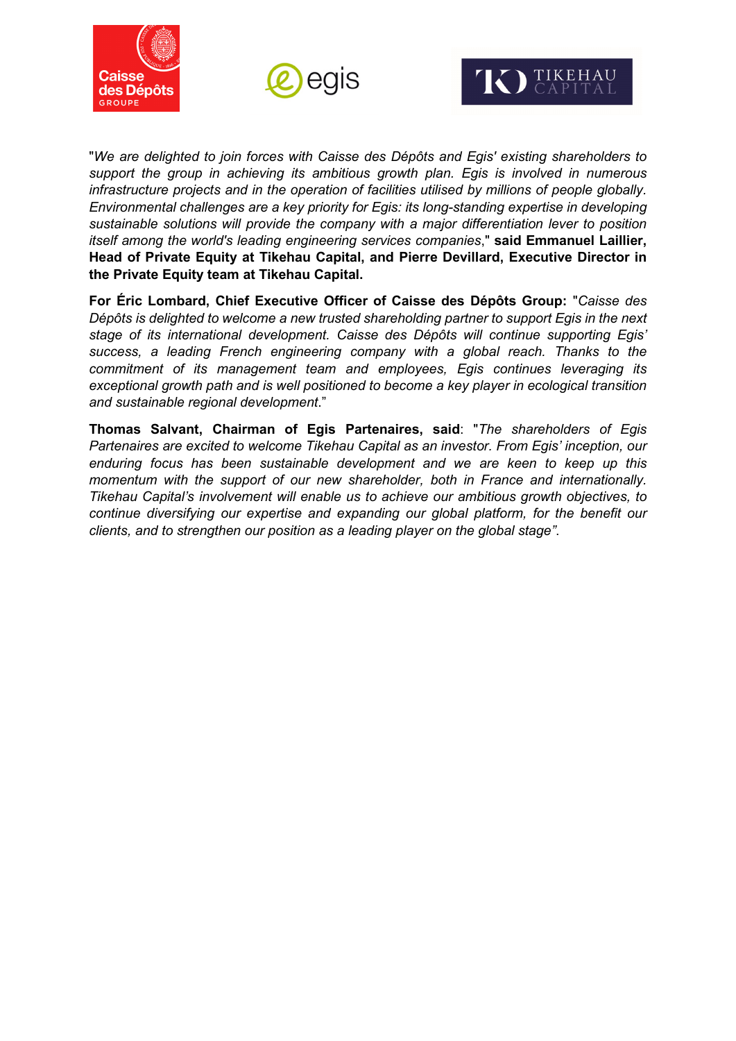"*We are delighted to join forces with Caisse des Dépôts and Egis' existing shareholders to support the group in achieving its ambitious growth plan. Egis is involved in numerous infrastructure projects and in the operation of facilities utilised by millions of people globally. Environmental challenges are a key priority for Egis: its long-standing expertise in developing sustainable solutions will provide the company with a major differentiation lever to position itself among the world's leading engineering services companies*," **said Emmanuel Laillier, Head of Private Equity at Tikehau Capital, and Pierre Devillard, Executive Director in the Private Equity team at Tikehau Capital.**

**For Éric Lombard, Chief Executive Officer of Caisse des Dépôts Group:** "*Caisse des Dépôts is delighted to welcome a new trusted shareholding partner to support Egis in the next stage of its international development. Caisse des Dépôts will continue supporting Egis' success, a leading French engineering company with a global reach. Thanks to the commitment of its management team and employees, Egis continues leveraging its exceptional growth path and is well positioned to become a key player in ecological transition and sustainable regional development*."

**Thomas Salvant, Chairman of Egis Partenaires, said**: "*The shareholders of Egis Partenaires are excited to welcome Tikehau Capital as an investor. From Egis' inception, our enduring focus has been sustainable development and we are keen to keep up this momentum with the support of our new shareholder, both in France and internationally. Tikehau Capital's involvement will enable us to achieve our ambitious growth objectives, to continue diversifying our expertise and expanding our global platform, for the benefit our clients, and to strengthen our position as a leading player on the global stage"*.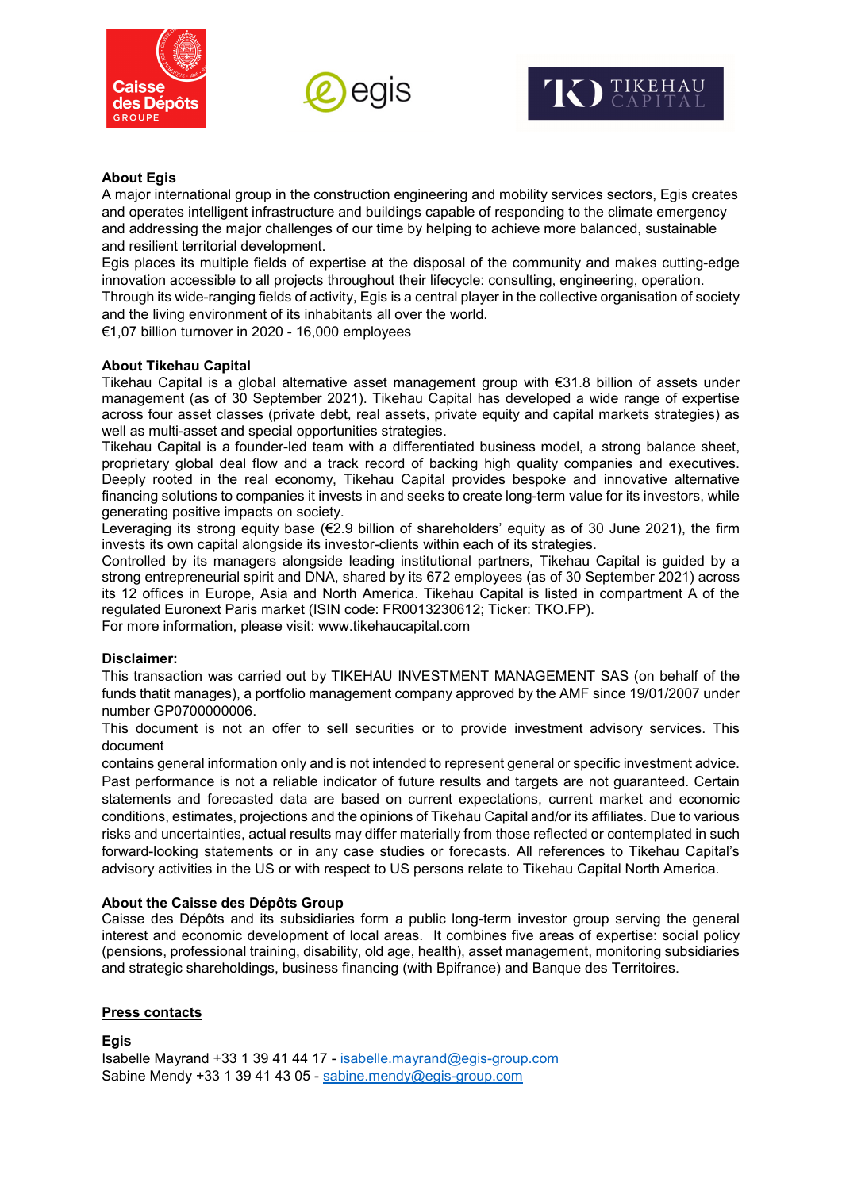**About Egis**

A major international group in the construction engineering and mobility services sectors, Egis creates and operates intelligent infrastructure and buildings capable of responding to the climate emergency and addressing the major challenges of our time by helping to achieve more balanced, sustainable and resilient territorial development.

Egis places its multiple fields of expertise at the disposal of the community and makes cutting-edge innovation accessible to all projects throughout their lifecycle: consulting, engineering, operation.

Through its wide-ranging fields of activity, Egis is a central player in the collective organisation of society and the living environment of its inhabitants all over the world.

€1,07 billion turnover in 2020 - 16,000 employees

**About Tikehau Capital**

Tikehau Capital is a global alternative asset management group with €31.8 billion of assets under management (as of 30 September 2021). Tikehau Capital has developed a wide range of expertise across four asset classes (private debt, real assets, private equity and capital markets strategies) as well as multi-asset and special opportunities strategies.

Tikehau Capital is a founder-led team with a differentiated business model, a strong balance sheet, proprietary global deal flow and a track record of backing high quality companies and executives. Deeply rooted in the real economy, Tikehau Capital provides bespoke and innovative alternative financing solutions to companies it invests in and seeks to create long-term value for its investors, while generating positive impacts on society.

Leveraging its strong equity base (€2.9 billion of shareholders' equity as of 30 June 2021), the firm invests its own capital alongside its investor-clients within each of its strategies.

Controlled by its managers alongside leading institutional partners, Tikehau Capital is guided by a strong entrepreneurial spirit and DNA, shared by its 672 employees (as of 30 September 2021) across its 12 offices in Europe, Asia and North America. Tikehau Capital is listed in compartment A of the regulated Euronext Paris market (ISIN code: FR0013230612; Ticker: TKO.FP).

For more information, please visit: www.tikehaucapital.com

**Disclaimer:**

This transaction was carried out by TIKEHAU INVESTMENT MANAGEMENT SAS (on behalf of the funds thatit manages), a portfolio management company approved by the AMF since 19/01/2007 under number GP0700000006.

This document is not an offer to sell securities or to provide investment advisory services. This document

contains general information only and is not intended to represent general or specific investment advice. Past performance is not a reliable indicator of future results and targets are not guaranteed. Certain statements and forecasted data are based on current expectations, current market and economic conditions, estimates, projections and the opinions of Tikehau Capital and/or its affiliates. Due to various risks and uncertainties, actual results may differ materially from those reflected or contemplated in such forward-looking statements or in any case studies or forecasts. All references to Tikehau Capital's advisory activities in the US or with respect to US persons relate to Tikehau Capital North America.

**About the Caisse des Dépôts Group**

Caisse des Dépôts and its subsidiaries form a public long-term investor group serving the general interest and economic development of local areas. It combines five areas of expertise: social policy (pensions, professional training, disability, old age, health), asset management, monitoring subsidiaries and strategic shareholdings, business financing (with Bpifrance) and Banque des Territoires.

**Press contacts**

**Egis**

Isabelle Mayrand +33 1 39 41 44 17 - isabelle.mayrand@egis-group.com

Sabine Mendy +33 1 39 41 43 05 - sabine.mendy@egis-group.com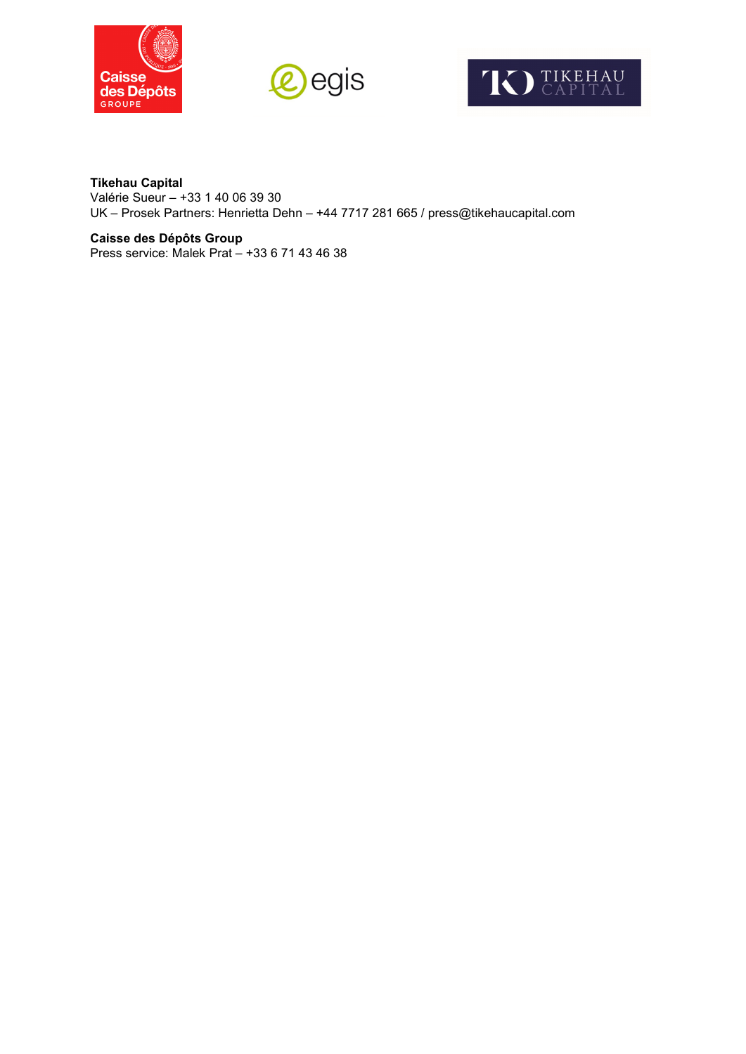**Tikehau Capital**
Valérie Sueur – +33 1 40 06 39 30
UK – Prosek Partners: Henrietta Dehn – +44 7717 281 665 / press@tikehaucapital.com

**Caisse des Dépôts Group**
Press service: Malek Prat – +33 6 71 43 46 38